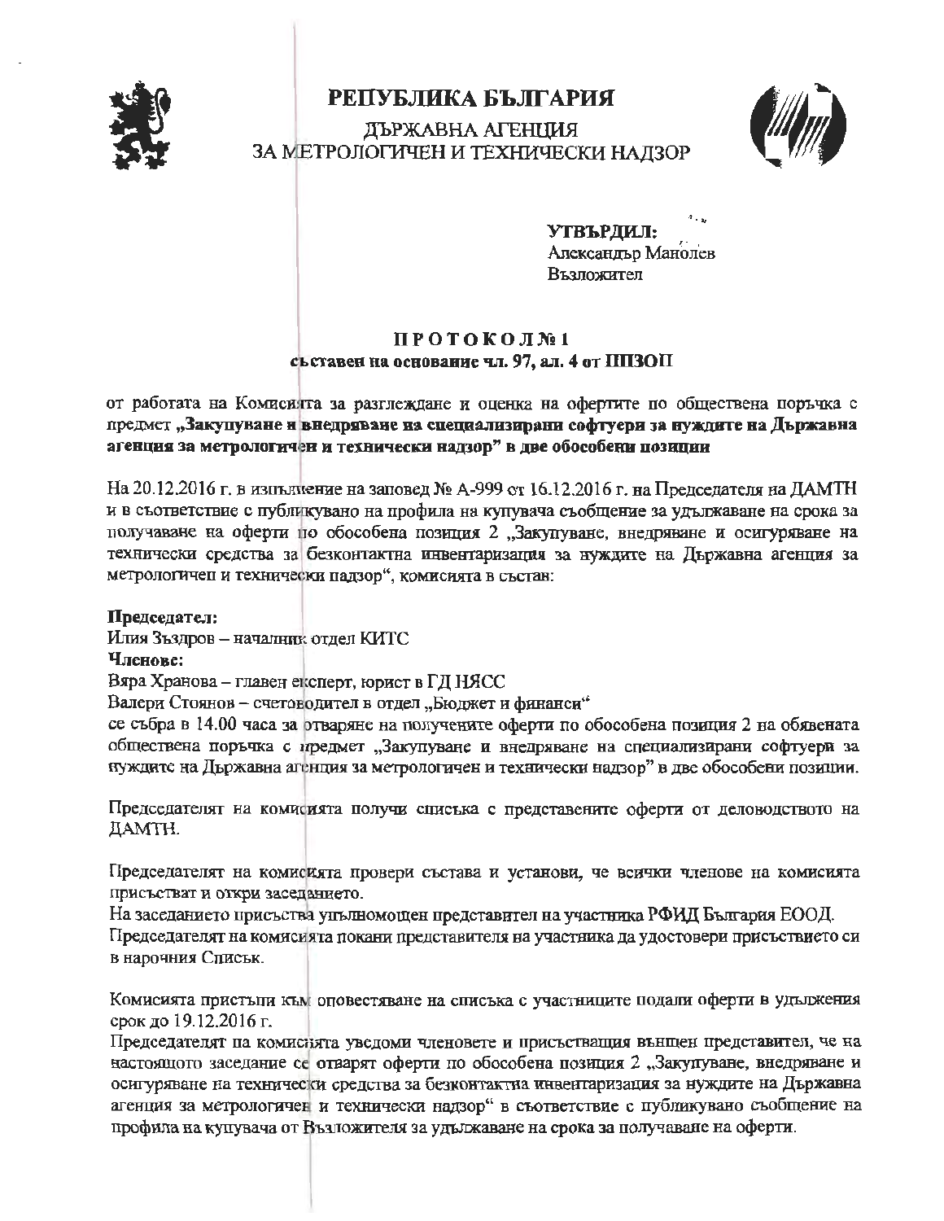# РЕПУБЛИКА БЪЛГАРИЯ

ДЪРЖАВНА АГЕНЦИЯ
ЗА МЕТРОЛОГИЧЕН И ТЕХНИЧЕСКИ НАДЗОР

**УТВЪРДИЛ:**
Александър Манолев
Възложител

## ПРОТОКОЛ № 1
**съставен на основание чл. 97, ал. 4 от ППЗОП**

от работата на Комисията за разглеждане и оценка на офертите по обществена поръчка с предмет **„Закупуване и внедряване на специализирани софтуери за нуждите на Държавна агенция за метрологичен и технически надзор" в две обособени позиции**

На 20.12.2016 г. в изпълнение на заповед № А-999 от 16.12.2016 г. на Председателя на ДАМТН и в съответствие с публикувано на профила на купувача съобщение за удължаване на срока за получаване на оферти по обособена позиция 2 „Закупуване, внедряване и осигуряване на технически средства за безконтактна инвентаризация за нуждите на Държавна агенция за метрологичен и технически надзор", комисията в състав:

**Председател:**
Илия Зъздров – началник отдел КИТС
**Членове:**
Вяра Хранова – главен експерт, юрист в ГД НЯСС
Валери Стоянов – счетоводител в отдел „Бюджет и финанси"
се събра в 14.00 часа за отваряне на получените оферти по обособена позиция 2 на обявената обществена поръчка с предмет „Закупуване и внедряване на специализирани софтуери за нуждите на Държавна агенция за метрологичен и технически надзор" в две обособени позиции.

Председателят на комисията получи списъка с представените оферти от деловодството на ДАМТН.

Председателят на комисията провери състава и установи, че всички членове на комисията присъстват и откри заседанието.
На заседанието присъства упълномощен представител на участника РФИД България ЕООД.
Председателят на комисията покани представителя на участника да удостовери присъствието си в нарочния Списък.

Комисията пристъпи към оповестяване на списъка с участниците подали оферти в удължения срок до 19.12.2016 г.
Председателят на комисията уведоми членовете и присъстващия външен представител, че на настоящото заседание се отварят оферти по обособена позиция 2 „Закупуване, внедряване и осигуряване на технически средства за безконтактна инвентаризация за нуждите на Държавна агенция за метрологичен и технически надзор" в съответствие с публикувано съобщение на профила на купувача от Възложителя за удължаване на срока за получаване на оферти.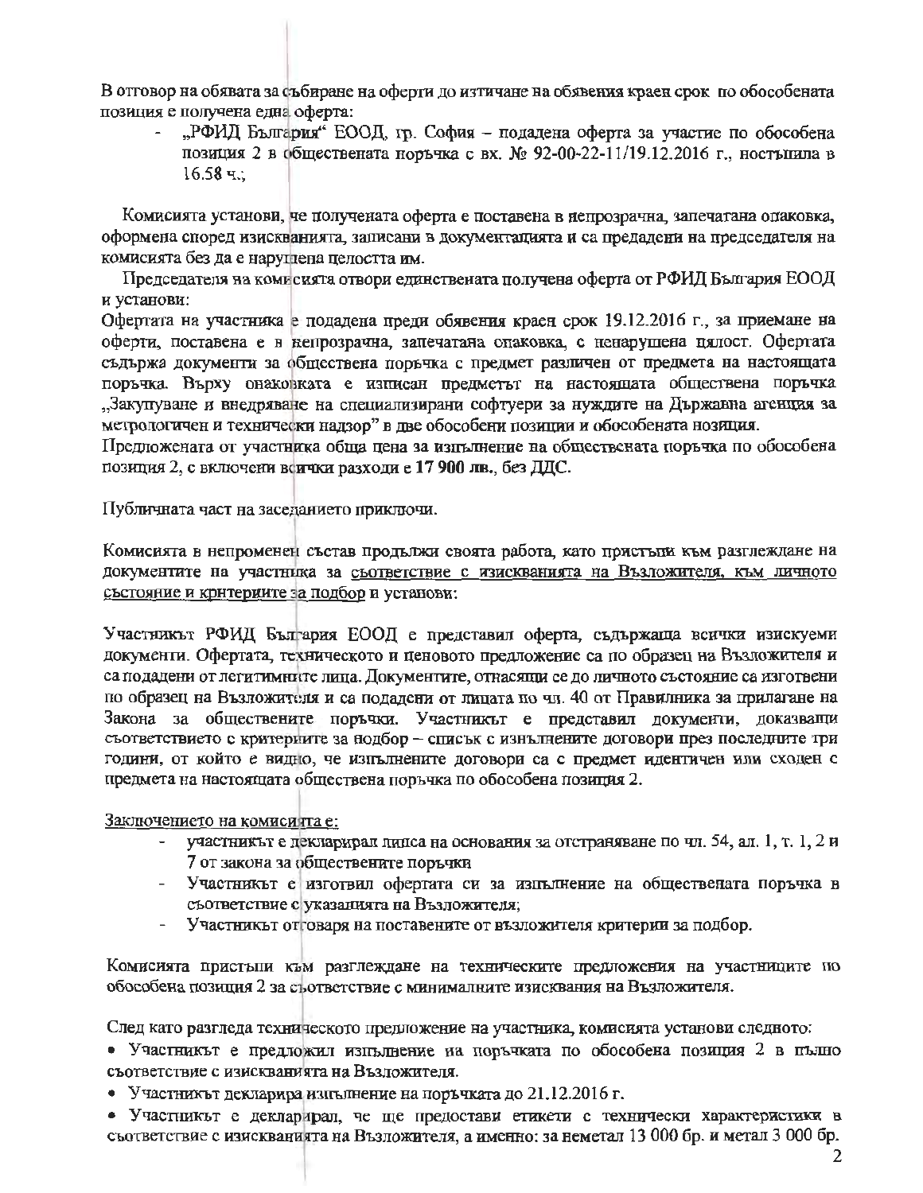В отговор на обявата за събиране на оферти до изтичане на обявения краен срок по обособената позиция е получена една оферта:

- „РФИД България" ЕООД, гр. София – подадена оферта за участие по обособена позиция 2 в обществената поръчка с вх. № 92-00-22-11/19.12.2016 г., постъпила в 16.58 ч.;

Комисията установи, че получената оферта е поставена в непрозрачна, запечатана опаковка, оформена според изискванията, записани в документацията и са предадени на председателя на комисията без да е нарушена целостта им.

Председателя на комисията отвори единствената получена оферта от РФИД България ЕООД и установи:

Офертата на участника е подадена преди обявения краен срок 19.12.2016 г., за приемане на оферти, поставена е в непрозрачна, запечатана опаковка, с ненарушена цялост. Офертата съдържа документи за обществена поръчка с предмет различен от предмета на настоящата поръчка. Върху опаковката е изписан предметът на настоящата обществена поръчка „Закупуване и внедряване на специализирани софтуери за нуждите на Държавна агенция за метрологичен и технически надзор" в две обособени позиции и обособената позиция.

Предложената от участника обща цена за изпълнение на обществената поръчка по обособена позиция 2, с включени всички разходи е **17 900 лв.**, без ДДС.

Публичната част на заседанието приключи.

Комисията в непроменен състав продължи своята работа, като пристъпи към разглеждане на документите на участника за <u>съответствие с изискванията на Възложителя, към личното състояние и критериите за подбор</u> и установи:

Участникът РФИД България ЕООД е представил оферта, съдържаща всички изискуеми документи. Офертата, техническото и ценовото предложение са по образец на Възложителя и са подадени от легитимните лица. Документите, отнасящи се до личното състояние са изготвени по образец на Възложителя и са подадени от лицата по чл. 40 от Правилника за прилагане на Закона за обществените поръчки. Участникът е представил документи, доказващи съответствието с критериите за подбор – списък с изпълнените договори през последните три години, от който е видно, че изпълнените договори са с предмет идентичен или сходен с предмета на настоящата обществена поръчка по обособена позиция 2.

<u>Заключението на комисията е:</u>

- участникът е декларирал липса на основания за отстраняване по чл. 54, ал. 1, т. 1, 2 и 7 от закона за обществените поръчки
- Участникът е изготвил офертата си за изпълнение на обществената поръчка в съответствие с указанията на Възложителя;
- Участникът отговаря на поставените от възложителя критерии за подбор.

Комисията пристъпи към разглеждане на техническите предложения на участниците по обособена позиция 2 за съответствие с минималните изисквания на Възложителя.

След като разгледа техническото предложение на участника, комисията установи следното:

- Участникът е предложил изпълнение на поръчката по обособена позиция 2 в пълно съответствие с изискванията на Възложителя.
- Участникът декларира изпълнение на поръчката до 21.12.2016 г.
- Участникът е декларирал, че ще предостави етикети с технически характеристики в съответствие с изискванията на Възложителя, а именно: за неметал 13 000 бр. и метал 3 000 бр.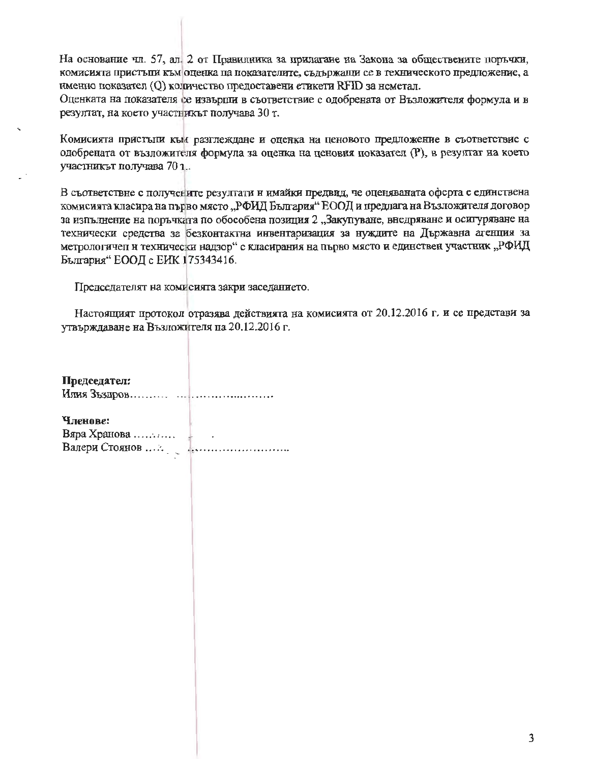На основание чл. 57, ал. 2 от Правилника за прилагане на Закона за обществените поръчки, комисията пристъпи към оценка па показателите, съдържащи се в техническото предложение, а именно показател (Q) количество предоставени етикети RFID за неметал.
Оценката на показателя се извърши в съответствие с одобрената от Възложителя формула и в резултат, на което участникът получава 30 т.

Комисията пристъпи към разглеждане и оценка на ценовото предложение в съответствие с одобрената от възложителя формула за оценка на ценовия показател (P), в резултат на което участникът получава 70 т..

В съответствие с получените резултати и имайки предвид, че оценяваната оферта е единствена комисията класира на първо място „РФИД България" ЕООД и предлага на Възложителя договор за изпълнение на поръчката по обособена позиция 2 „Закупуване, внедряване и осигуряване на технически средства за безконтактна инвентаризация за нуждите на Държавна агенция за метрологичен и технически надзор" с класирания на първо място и единствен участник „РФИД България" ЕООД с ЕИК 175343416.

Председателят на комисията закри заседанието.

Настоящият протокол отразява действията на комисията от 20.12.2016 г. и се представи за утвърждаване на Възложителя на 20.12.2016 г.

**Председател:**
Илия Зъзров..................................

**Членове:**
Вяра Храпова ..........
Валери Стоянов ..................................